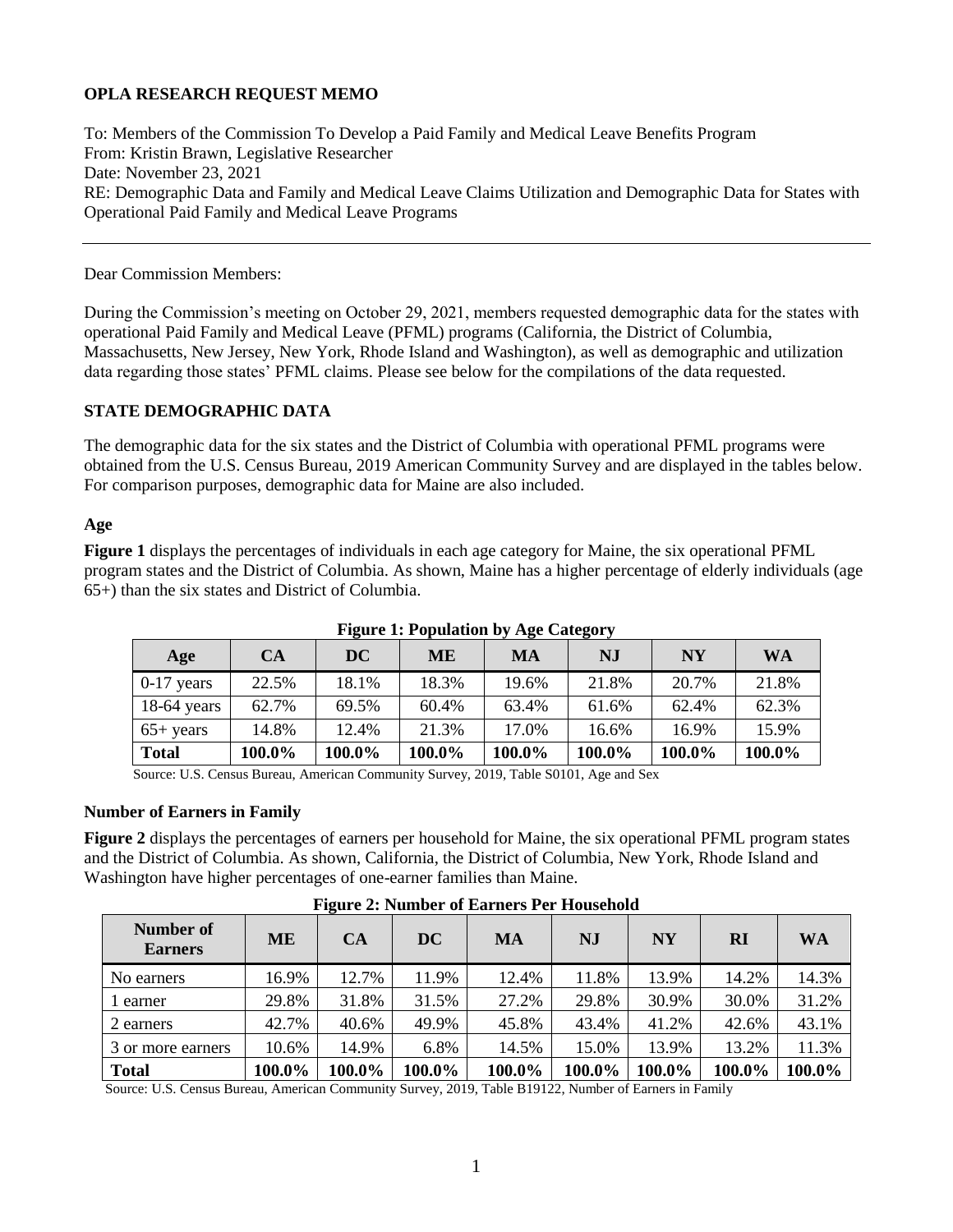**OPLA RESEARCH REQUEST MEMO**

To: Members of the Commission To Develop a Paid Family and Medical Leave Benefits Program
From: Kristin Brawn, Legislative Researcher
Date: November 23, 2021
RE: Demographic Data and Family and Medical Leave Claims Utilization and Demographic Data for States with Operational Paid Family and Medical Leave Programs

---

Dear Commission Members:

During the Commission's meeting on October 29, 2021, members requested demographic data for the states with operational Paid Family and Medical Leave (PFML) programs (California, the District of Columbia, Massachusetts, New Jersey, New York, Rhode Island and Washington), as well as demographic and utilization data regarding those states' PFML claims. Please see below for the compilations of the data requested.

## STATE DEMOGRAPHIC DATA

The demographic data for the six states and the District of Columbia with operational PFML programs were obtained from the U.S. Census Bureau, 2019 American Community Survey and are displayed in the tables below. For comparison purposes, demographic data for Maine are also included.

### Age

**Figure 1** displays the percentages of individuals in each age category for Maine, the six operational PFML program states and the District of Columbia. As shown, Maine has a higher percentage of elderly individuals (age 65+) than the six states and District of Columbia.

**Figure 1: Population by Age Category**

| Age | CA | DC | ME | MA | NJ | NY | WA |
|---|---|---|---|---|---|---|---|
| 0-17 years | 22.5% | 18.1% | 18.3% | 19.6% | 21.8% | 20.7% | 21.8% |
| 18-64 years | 62.7% | 69.5% | 60.4% | 63.4% | 61.6% | 62.4% | 62.3% |
| 65+ years | 14.8% | 12.4% | 21.3% | 17.0% | 16.6% | 16.9% | 15.9% |
| **Total** | **100.0%** | **100.0%** | **100.0%** | **100.0%** | **100.0%** | **100.0%** | **100.0%** |

Source: U.S. Census Bureau, American Community Survey, 2019, Table S0101, Age and Sex

### Number of Earners in Family

**Figure 2** displays the percentages of earners per household for Maine, the six operational PFML program states and the District of Columbia. As shown, California, the District of Columbia, New York, Rhode Island and Washington have higher percentages of one-earner families than Maine.

**Figure 2: Number of Earners Per Household**

| Number of Earners | ME | CA | DC | MA | NJ | NY | RI | WA |
|---|---|---|---|---|---|---|---|---|
| No earners | 16.9% | 12.7% | 11.9% | 12.4% | 11.8% | 13.9% | 14.2% | 14.3% |
| 1 earner | 29.8% | 31.8% | 31.5% | 27.2% | 29.8% | 30.9% | 30.0% | 31.2% |
| 2 earners | 42.7% | 40.6% | 49.9% | 45.8% | 43.4% | 41.2% | 42.6% | 43.1% |
| 3 or more earners | 10.6% | 14.9% | 6.8% | 14.5% | 15.0% | 13.9% | 13.2% | 11.3% |
| **Total** | **100.0%** | **100.0%** | **100.0%** | **100.0%** | **100.0%** | **100.0%** | **100.0%** | **100.0%** |

Source: U.S. Census Bureau, American Community Survey, 2019, Table B19122, Number of Earners in Family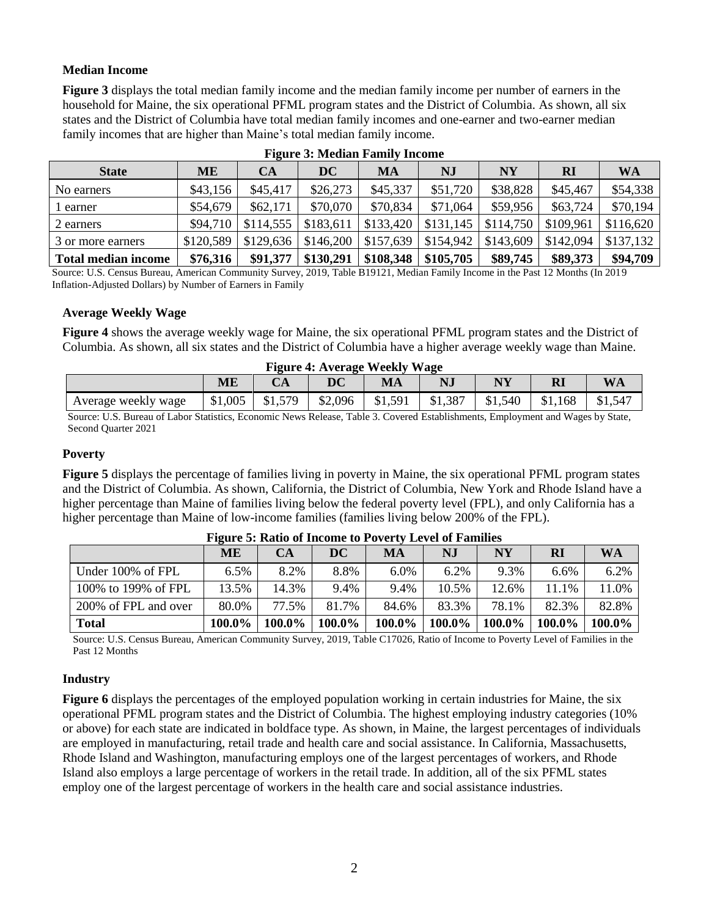### Median Income

**Figure 3** displays the total median family income and the median family income per number of earners in the household for Maine, the six operational PFML program states and the District of Columbia. As shown, all six states and the District of Columbia have total median family incomes and one-earner and two-earner median family incomes that are higher than Maine's total median family income.

**Figure 3: Median Family Income**

| State | ME | CA | DC | MA | NJ | NY | RI | WA |
|---|---|---|---|---|---|---|---|---|
| No earners | $43,156 | $45,417 | $26,273 | $45,337 | $51,720 | $38,828 | $45,467 | $54,338 |
| 1 earner | $54,679 | $62,171 | $70,070 | $70,834 | $71,064 | $59,956 | $63,724 | $70,194 |
| 2 earners | $94,710 | $114,555 | $183,611 | $133,420 | $131,145 | $114,750 | $109,961 | $116,620 |
| 3 or more earners | $120,589 | $129,636 | $146,200 | $157,639 | $154,942 | $143,609 | $142,094 | $137,132 |
| **Total median income** | **$76,316** | **$91,377** | **$130,291** | **$108,348** | **$105,705** | **$89,745** | **$89,373** | **$94,709** |

Source: U.S. Census Bureau, American Community Survey, 2019, Table B19121, Median Family Income in the Past 12 Months (In 2019 Inflation-Adjusted Dollars) by Number of Earners in Family

### Average Weekly Wage

**Figure 4** shows the average weekly wage for Maine, the six operational PFML program states and the District of Columbia. As shown, all six states and the District of Columbia have a higher average weekly wage than Maine.

**Figure 4: Average Weekly Wage**

| | ME | CA | DC | MA | NJ | NY | RI | WA |
|---|---|---|---|---|---|---|---|---|
| Average weekly wage | $1,005 | $1,579 | $2,096 | $1,591 | $1,387 | $1,540 | $1,168 | $1,547 |

Source: U.S. Bureau of Labor Statistics, Economic News Release, Table 3. Covered Establishments, Employment and Wages by State, Second Quarter 2021

### Poverty

**Figure 5** displays the percentage of families living in poverty in Maine, the six operational PFML program states and the District of Columbia. As shown, California, the District of Columbia, New York and Rhode Island have a higher percentage than Maine of families living below the federal poverty level (FPL), and only California has a higher percentage than Maine of low-income families (families living below 200% of the FPL).

**Figure 5: Ratio of Income to Poverty Level of Families**

| | ME | CA | DC | MA | NJ | NY | RI | WA |
|---|---|---|---|---|---|---|---|---|
| Under 100% of FPL | 6.5% | 8.2% | 8.8% | 6.0% | 6.2% | 9.3% | 6.6% | 6.2% |
| 100% to 199% of FPL | 13.5% | 14.3% | 9.4% | 9.4% | 10.5% | 12.6% | 11.1% | 11.0% |
| 200% of FPL and over | 80.0% | 77.5% | 81.7% | 84.6% | 83.3% | 78.1% | 82.3% | 82.8% |
| **Total** | **100.0%** | **100.0%** | **100.0%** | **100.0%** | **100.0%** | **100.0%** | **100.0%** | **100.0%** |

Source: U.S. Census Bureau, American Community Survey, 2019, Table C17026, Ratio of Income to Poverty Level of Families in the Past 12 Months

### Industry

**Figure 6** displays the percentages of the employed population working in certain industries for Maine, the six operational PFML program states and the District of Columbia. The highest employing industry categories (10% or above) for each state are indicated in boldface type. As shown, in Maine, the largest percentages of individuals are employed in manufacturing, retail trade and health care and social assistance. In California, Massachusetts, Rhode Island and Washington, manufacturing employs one of the largest percentages of workers, and Rhode Island also employs a large percentage of workers in the retail trade. In addition, all of the six PFML states employ one of the largest percentage of workers in the health care and social assistance industries.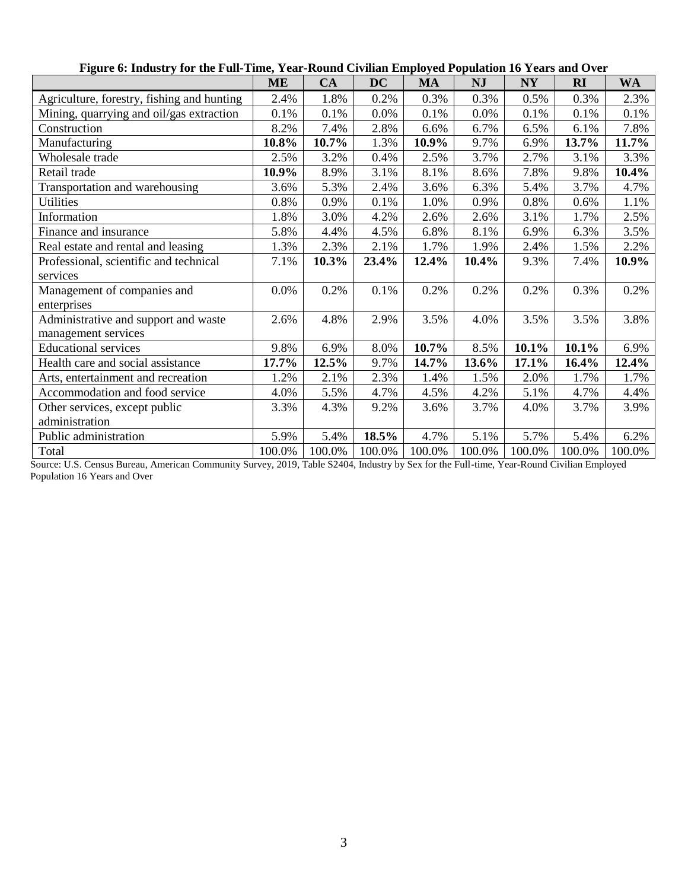**Figure 6: Industry for the Full-Time, Year-Round Civilian Employed Population 16 Years and Over**

| | ME | CA | DC | MA | NJ | NY | RI | WA |
|---|---|---|---|---|---|---|---|---|
| Agriculture, forestry, fishing and hunting | 2.4% | 1.8% | 0.2% | 0.3% | 0.3% | 0.5% | 0.3% | 2.3% |
| Mining, quarrying and oil/gas extraction | 0.1% | 0.1% | 0.0% | 0.1% | 0.0% | 0.1% | 0.1% | 0.1% |
| Construction | 8.2% | 7.4% | 2.8% | 6.6% | 6.7% | 6.5% | 6.1% | 7.8% |
| Manufacturing | **10.8%** | **10.7%** | 1.3% | **10.9%** | 9.7% | 6.9% | **13.7%** | **11.7%** |
| Wholesale trade | 2.5% | 3.2% | 0.4% | 2.5% | 3.7% | 2.7% | 3.1% | 3.3% |
| Retail trade | **10.9%** | 8.9% | 3.1% | 8.1% | 8.6% | 7.8% | 9.8% | **10.4%** |
| Transportation and warehousing | 3.6% | 5.3% | 2.4% | 3.6% | 6.3% | 5.4% | 3.7% | 4.7% |
| Utilities | 0.8% | 0.9% | 0.1% | 1.0% | 0.9% | 0.8% | 0.6% | 1.1% |
| Information | 1.8% | 3.0% | 4.2% | 2.6% | 2.6% | 3.1% | 1.7% | 2.5% |
| Finance and insurance | 5.8% | 4.4% | 4.5% | 6.8% | 8.1% | 6.9% | 6.3% | 3.5% |
| Real estate and rental and leasing | 1.3% | 2.3% | 2.1% | 1.7% | 1.9% | 2.4% | 1.5% | 2.2% |
| Professional, scientific and technical services | 7.1% | **10.3%** | **23.4%** | **12.4%** | **10.4%** | 9.3% | 7.4% | **10.9%** |
| Management of companies and enterprises | 0.0% | 0.2% | 0.1% | 0.2% | 0.2% | 0.2% | 0.3% | 0.2% |
| Administrative and support and waste management services | 2.6% | 4.8% | 2.9% | 3.5% | 4.0% | 3.5% | 3.5% | 3.8% |
| Educational services | 9.8% | 6.9% | 8.0% | **10.7%** | 8.5% | **10.1%** | **10.1%** | 6.9% |
| Health care and social assistance | **17.7%** | **12.5%** | 9.7% | **14.7%** | **13.6%** | **17.1%** | **16.4%** | **12.4%** |
| Arts, entertainment and recreation | 1.2% | 2.1% | 2.3% | 1.4% | 1.5% | 2.0% | 1.7% | 1.7% |
| Accommodation and food service | 4.0% | 5.5% | 4.7% | 4.5% | 4.2% | 5.1% | 4.7% | 4.4% |
| Other services, except public administration | 3.3% | 4.3% | 9.2% | 3.6% | 3.7% | 4.0% | 3.7% | 3.9% |
| Public administration | 5.9% | 5.4% | **18.5%** | 4.7% | 5.1% | 5.7% | 5.4% | 6.2% |
| Total | 100.0% | 100.0% | 100.0% | 100.0% | 100.0% | 100.0% | 100.0% | 100.0% |

Source: U.S. Census Bureau, American Community Survey, 2019, Table S2404, Industry by Sex for the Full-time, Year-Round Civilian Employed Population 16 Years and Over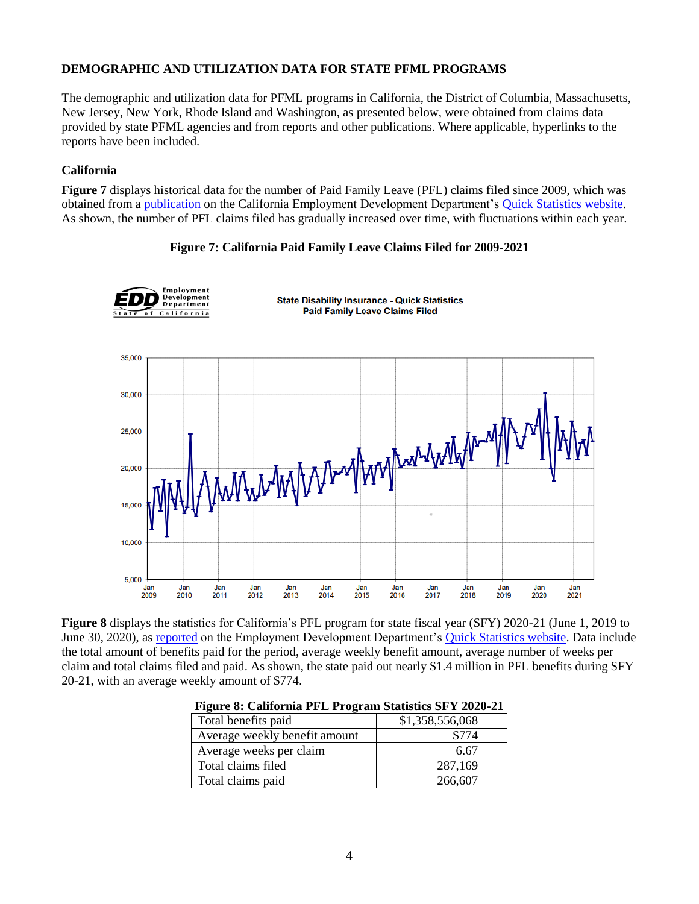**DEMOGRAPHIC AND UTILIZATION DATA FOR STATE PFML PROGRAMS**

The demographic and utilization data for PFML programs in California, the District of Columbia, Massachusetts, New Jersey, New York, Rhode Island and Washington, as presented below, were obtained from claims data provided by state PFML agencies and from reports and other publications. Where applicable, hyperlinks to the reports have been included.

**California**

**Figure 7** displays historical data for the number of Paid Family Leave (PFL) claims filed since 2009, which was obtained from a publication on the California Employment Development Department's Quick Statistics website. As shown, the number of PFL claims filed has gradually increased over time, with fluctuations within each year.

**Figure 7: California Paid Family Leave Claims Filed for 2009-2021**

**Figure 8** displays the statistics for California's PFL program for state fiscal year (SFY) 2020-21 (June 1, 2019 to June 30, 2020), as reported on the Employment Development Department's Quick Statistics website. Data include the total amount of benefits paid for the period, average weekly benefit amount, average number of weeks per claim and total claims filed and paid. As shown, the state paid out nearly $1.4 million in PFL benefits during SFY 20-21, with an average weekly amount of $774.

**Figure 8: California PFL Program Statistics SFY 2020-21**

| | |
|---|---|
| Total benefits paid | $1,358,556,068 |
| Average weekly benefit amount | $774 |
| Average weeks per claim | 6.67 |
| Total claims filed | 287,169 |
| Total claims paid | 266,607 |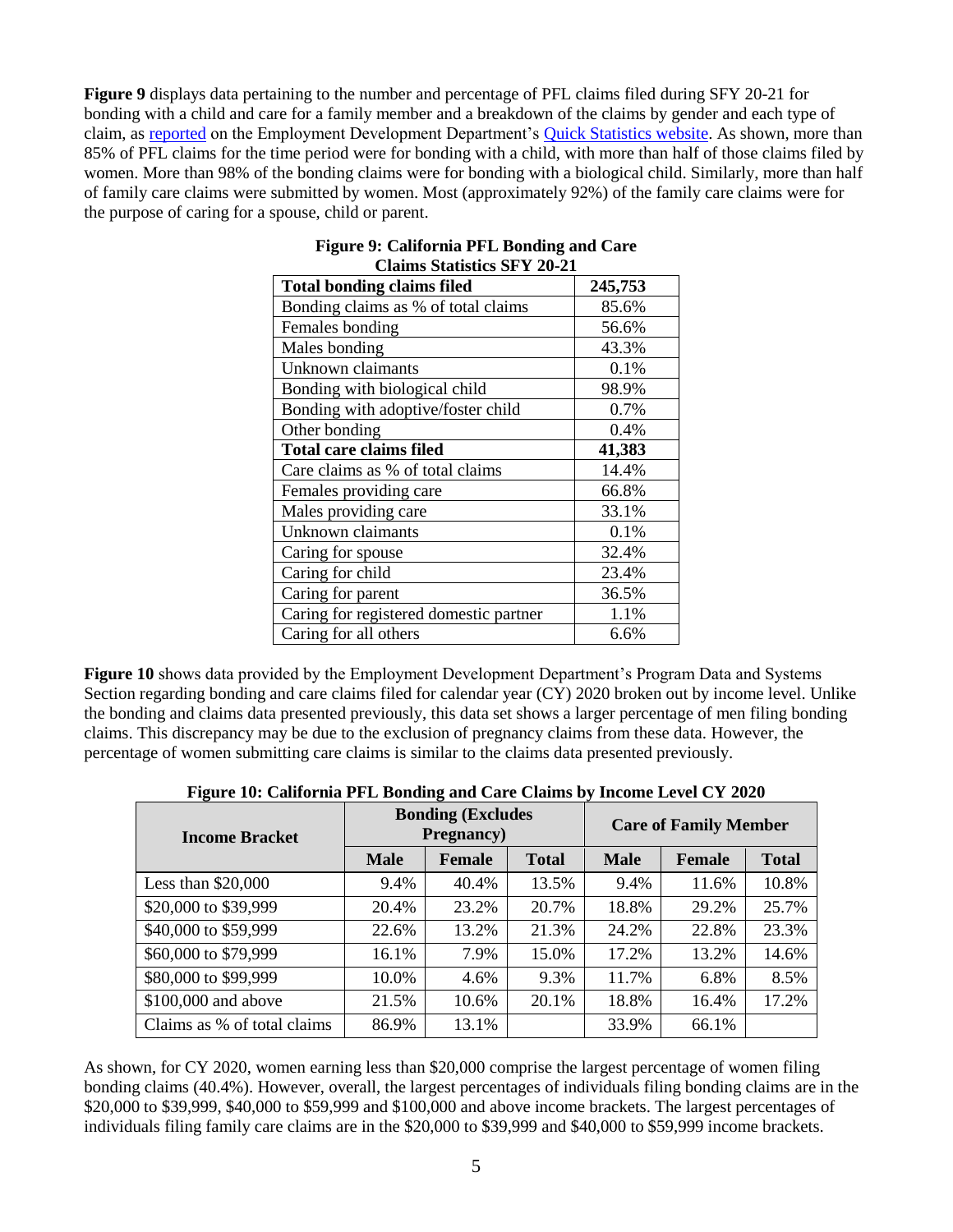**Figure 9** displays data pertaining to the number and percentage of PFL claims filed during SFY 20-21 for bonding with a child and care for a family member and a breakdown of the claims by gender and each type of claim, as reported on the Employment Development Department's Quick Statistics website. As shown, more than 85% of PFL claims for the time period were for bonding with a child, with more than half of those claims filed by women. More than 98% of the bonding claims were for bonding with a biological child. Similarly, more than half of family care claims were submitted by women. Most (approximately 92%) of the family care claims were for the purpose of caring for a spouse, child or parent.

**Figure 9: California PFL Bonding and Care Claims Statistics SFY 20-21**

| **Total bonding claims filed** | **245,753** |
|---|---|
| Bonding claims as % of total claims | 85.6% |
| Females bonding | 56.6% |
| Males bonding | 43.3% |
| Unknown claimants | 0.1% |
| Bonding with biological child | 98.9% |
| Bonding with adoptive/foster child | 0.7% |
| Other bonding | 0.4% |
| **Total care claims filed** | **41,383** |
| Care claims as % of total claims | 14.4% |
| Females providing care | 66.8% |
| Males providing care | 33.1% |
| Unknown claimants | 0.1% |
| Caring for spouse | 32.4% |
| Caring for child | 23.4% |
| Caring for parent | 36.5% |
| Caring for registered domestic partner | 1.1% |
| Caring for all others | 6.6% |

**Figure 10** shows data provided by the Employment Development Department's Program Data and Systems Section regarding bonding and care claims filed for calendar year (CY) 2020 broken out by income level. Unlike the bonding and claims data presented previously, this data set shows a larger percentage of men filing bonding claims. This discrepancy may be due to the exclusion of pregnancy claims from these data. However, the percentage of women submitting care claims is similar to the claims data presented previously.

**Figure 10: California PFL Bonding and Care Claims by Income Level CY 2020**

| **Income Bracket** | **Bonding (Excludes Pregnancy)** | | | **Care of Family Member** | | |
|---|---|---|---|---|---|---|
| | **Male** | **Female** | **Total** | **Male** | **Female** | **Total** |
| Less than $20,000 | 9.4% | 40.4% | 13.5% | 9.4% | 11.6% | 10.8% |
| $20,000 to $39,999 | 20.4% | 23.2% | 20.7% | 18.8% | 29.2% | 25.7% |
| $40,000 to $59,999 | 22.6% | 13.2% | 21.3% | 24.2% | 22.8% | 23.3% |
| $60,000 to $79,999 | 16.1% | 7.9% | 15.0% | 17.2% | 13.2% | 14.6% |
| $80,000 to $99,999 | 10.0% | 4.6% | 9.3% | 11.7% | 6.8% | 8.5% |
| $100,000 and above | 21.5% | 10.6% | 20.1% | 18.8% | 16.4% | 17.2% |
| Claims as % of total claims | 86.9% | 13.1% | | 33.9% | 66.1% | |

As shown, for CY 2020, women earning less than $20,000 comprise the largest percentage of women filing bonding claims (40.4%). However, overall, the largest percentages of individuals filing bonding claims are in the $20,000 to $39,999, $40,000 to $59,999 and $100,000 and above income brackets. The largest percentages of individuals filing family care claims are in the $20,000 to $39,999 and $40,000 to $59,999 income brackets.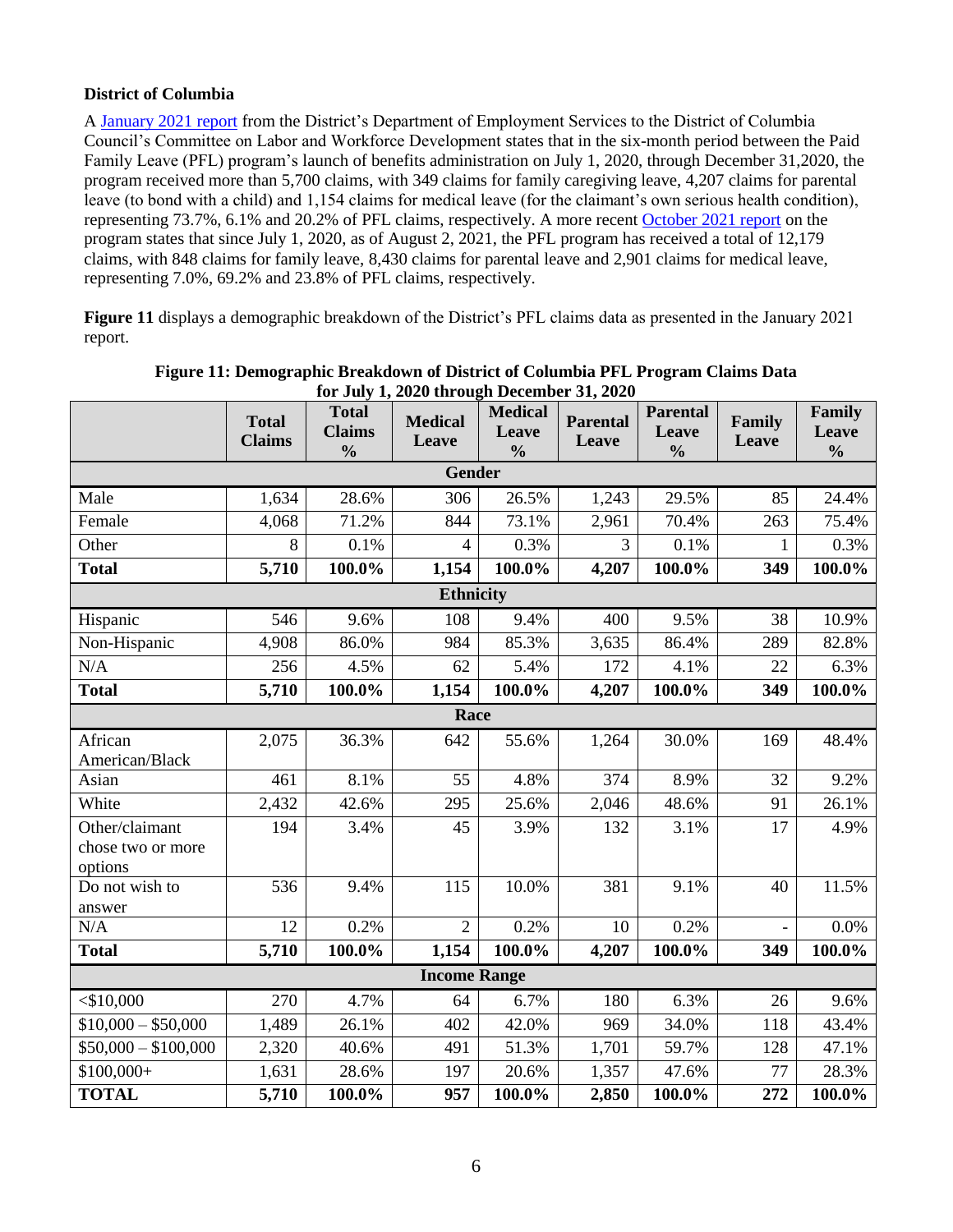### District of Columbia

A January 2021 report from the District's Department of Employment Services to the District of Columbia Council's Committee on Labor and Workforce Development states that in the six-month period between the Paid Family Leave (PFL) program's launch of benefits administration on July 1, 2020, through December 31,2020, the program received more than 5,700 claims, with 349 claims for family caregiving leave, 4,207 claims for parental leave (to bond with a child) and 1,154 claims for medical leave (for the claimant's own serious health condition), representing 73.7%, 6.1% and 20.2% of PFL claims, respectively. A more recent October 2021 report on the program states that since July 1, 2020, as of August 2, 2021, the PFL program has received a total of 12,179 claims, with 848 claims for family leave, 8,430 claims for parental leave and 2,901 claims for medical leave, representing 7.0%, 69.2% and 23.8% of PFL claims, respectively.

**Figure 11** displays a demographic breakdown of the District's PFL claims data as presented in the January 2021 report.

**Figure 11: Demographic Breakdown of District of Columbia PFL Program Claims Data for July 1, 2020 through December 31, 2020**

| | Total Claims | Total Claims % | Medical Leave | Medical Leave % | Parental Leave | Parental Leave % | Family Leave | Family Leave % |
|---|---|---|---|---|---|---|---|---|
| **Gender** | | | | | | | | |
| Male | 1,634 | 28.6% | 306 | 26.5% | 1,243 | 29.5% | 85 | 24.4% |
| Female | 4,068 | 71.2% | 844 | 73.1% | 2,961 | 70.4% | 263 | 75.4% |
| Other | 8 | 0.1% | 4 | 0.3% | 3 | 0.1% | 1 | 0.3% |
| **Total** | **5,710** | **100.0%** | **1,154** | **100.0%** | **4,207** | **100.0%** | **349** | **100.0%** |
| **Ethnicity** | | | | | | | | |
| Hispanic | 546 | 9.6% | 108 | 9.4% | 400 | 9.5% | 38 | 10.9% |
| Non-Hispanic | 4,908 | 86.0% | 984 | 85.3% | 3,635 | 86.4% | 289 | 82.8% |
| N/A | 256 | 4.5% | 62 | 5.4% | 172 | 4.1% | 22 | 6.3% |
| **Total** | **5,710** | **100.0%** | **1,154** | **100.0%** | **4,207** | **100.0%** | **349** | **100.0%** |
| **Race** | | | | | | | | |
| African American/Black | 2,075 | 36.3% | 642 | 55.6% | 1,264 | 30.0% | 169 | 48.4% |
| Asian | 461 | 8.1% | 55 | 4.8% | 374 | 8.9% | 32 | 9.2% |
| White | 2,432 | 42.6% | 295 | 25.6% | 2,046 | 48.6% | 91 | 26.1% |
| Other/claimant chose two or more options | 194 | 3.4% | 45 | 3.9% | 132 | 3.1% | 17 | 4.9% |
| Do not wish to answer | 536 | 9.4% | 115 | 10.0% | 381 | 9.1% | 40 | 11.5% |
| N/A | 12 | 0.2% | 2 | 0.2% | 10 | 0.2% | - | 0.0% |
| **Total** | **5,710** | **100.0%** | **1,154** | **100.0%** | **4,207** | **100.0%** | **349** | **100.0%** |
| **Income Range** | | | | | | | | |
| <$10,000 | 270 | 4.7% | 64 | 6.7% | 180 | 6.3% | 26 | 9.6% |
| $10,000 – $50,000 | 1,489 | 26.1% | 402 | 42.0% | 969 | 34.0% | 118 | 43.4% |
| $50,000 – $100,000 | 2,320 | 40.6% | 491 | 51.3% | 1,701 | 59.7% | 128 | 47.1% |
| $100,000+ | 1,631 | 28.6% | 197 | 20.6% | 1,357 | 47.6% | 77 | 28.3% |
| **TOTAL** | **5,710** | **100.0%** | **957** | **100.0%** | **2,850** | **100.0%** | **272** | **100.0%** |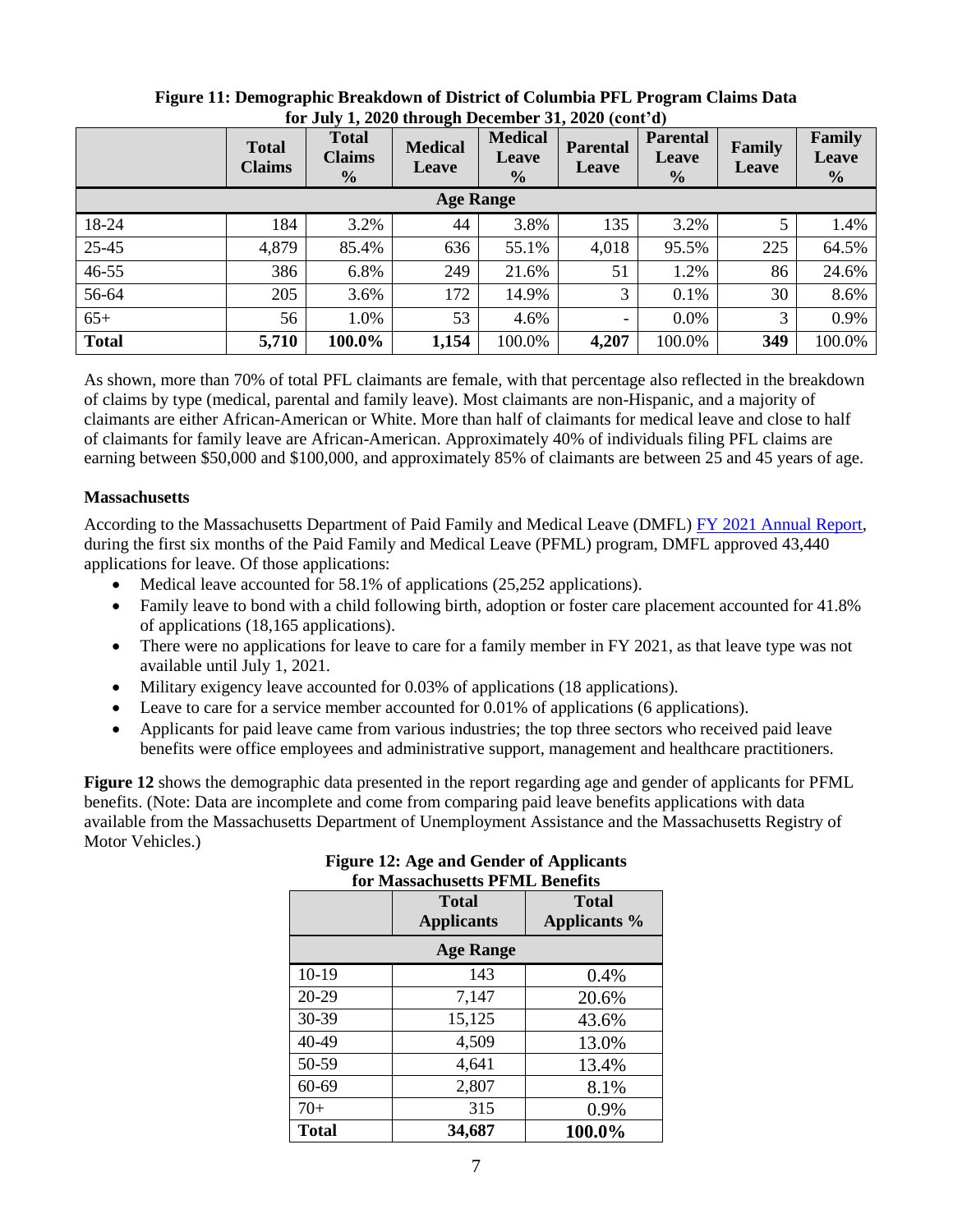**Figure 11: Demographic Breakdown of District of Columbia PFL Program Claims Data for July 1, 2020 through December 31, 2020 (cont'd)**

| | Total Claims | Total Claims % | Medical Leave | Medical Leave % | Parental Leave | Parental Leave % | Family Leave | Family Leave % |
|---|---|---|---|---|---|---|---|---|
| **Age Range** | | | | | | | | |
| 18-24 | 184 | 3.2% | 44 | 3.8% | 135 | 3.2% | 5 | 1.4% |
| 25-45 | 4,879 | 85.4% | 636 | 55.1% | 4,018 | 95.5% | 225 | 64.5% |
| 46-55 | 386 | 6.8% | 249 | 21.6% | 51 | 1.2% | 86 | 24.6% |
| 56-64 | 205 | 3.6% | 172 | 14.9% | 3 | 0.1% | 30 | 8.6% |
| 65+ | 56 | 1.0% | 53 | 4.6% | - | 0.0% | 3 | 0.9% |
| **Total** | **5,710** | **100.0%** | **1,154** | 100.0% | **4,207** | 100.0% | **349** | 100.0% |

As shown, more than 70% of total PFL claimants are female, with that percentage also reflected in the breakdown of claims by type (medical, parental and family leave). Most claimants are non-Hispanic, and a majority of claimants are either African-American or White. More than half of claimants for medical leave and close to half of claimants for family leave are African-American. Approximately 40% of individuals filing PFL claims are earning between $50,000 and $100,000, and approximately 85% of claimants are between 25 and 45 years of age.

**Massachusetts**

According to the Massachusetts Department of Paid Family and Medical Leave (DMFL) FY 2021 Annual Report, during the first six months of the Paid Family and Medical Leave (PFML) program, DMFL approved 43,440 applications for leave. Of those applications:

- Medical leave accounted for 58.1% of applications (25,252 applications).
- Family leave to bond with a child following birth, adoption or foster care placement accounted for 41.8% of applications (18,165 applications).
- There were no applications for leave to care for a family member in FY 2021, as that leave type was not available until July 1, 2021.
- Military exigency leave accounted for 0.03% of applications (18 applications).
- Leave to care for a service member accounted for 0.01% of applications (6 applications).
- Applicants for paid leave came from various industries; the top three sectors who received paid leave benefits were office employees and administrative support, management and healthcare practitioners.

**Figure 12** shows the demographic data presented in the report regarding age and gender of applicants for PFML benefits. (Note: Data are incomplete and come from comparing paid leave benefits applications with data available from the Massachusetts Department of Unemployment Assistance and the Massachusetts Registry of Motor Vehicles.)

**Figure 12: Age and Gender of Applicants for Massachusetts PFML Benefits**

| | Total Applicants | Total Applicants % |
|---|---|---|
| **Age Range** | | |
| 10-19 | 143 | 0.4% |
| 20-29 | 7,147 | 20.6% |
| 30-39 | 15,125 | 43.6% |
| 40-49 | 4,509 | 13.0% |
| 50-59 | 4,641 | 13.4% |
| 60-69 | 2,807 | 8.1% |
| 70+ | 315 | 0.9% |
| **Total** | **34,687** | **100.0%** |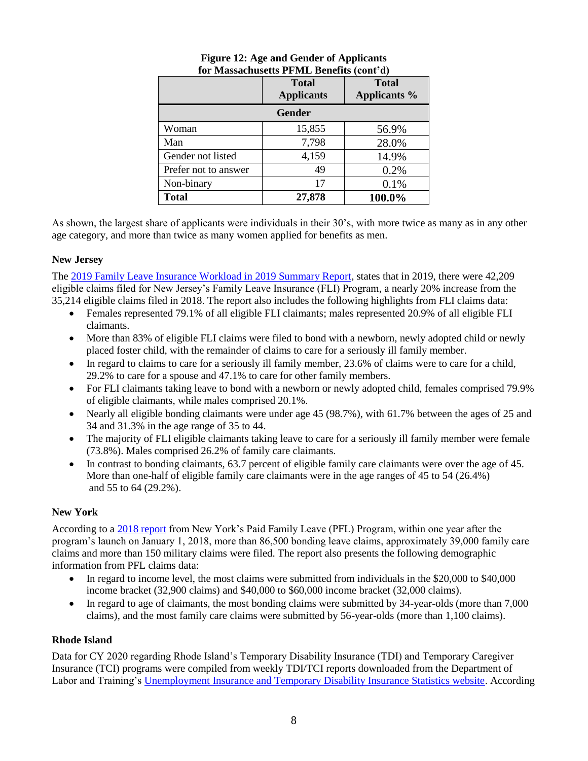**Figure 12: Age and Gender of Applicants for Massachusetts PFML Benefits (cont'd)**

| | Total Applicants | Total Applicants % |
|---|---|---|
| **Gender** | | |
| Woman | 15,855 | 56.9% |
| Man | 7,798 | 28.0% |
| Gender not listed | 4,159 | 14.9% |
| Prefer not to answer | 49 | 0.2% |
| Non-binary | 17 | 0.1% |
| **Total** | **27,878** | **100.0%** |

As shown, the largest share of applicants were individuals in their 30's, with more twice as many as in any other age category, and more than twice as many women applied for benefits as men.

**New Jersey**

The [2019 Family Leave Insurance Workload in 2019 Summary Report](), states that in 2019, there were 42,209 eligible claims filed for New Jersey's Family Leave Insurance (FLI) Program, a nearly 20% increase from the 35,214 eligible claims filed in 2018. The report also includes the following highlights from FLI claims data:

- Females represented 79.1% of all eligible FLI claimants; males represented 20.9% of all eligible FLI claimants.
- More than 83% of eligible FLI claims were filed to bond with a newborn, newly adopted child or newly placed foster child, with the remainder of claims to care for a seriously ill family member.
- In regard to claims to care for a seriously ill family member, 23.6% of claims were to care for a child, 29.2% to care for a spouse and 47.1% to care for other family members.
- For FLI claimants taking leave to bond with a newborn or newly adopted child, females comprised 79.9% of eligible claimants, while males comprised 20.1%.
- Nearly all eligible bonding claimants were under age 45 (98.7%), with 61.7% between the ages of 25 and 34 and 31.3% in the age range of 35 to 44.
- The majority of FLI eligible claimants taking leave to care for a seriously ill family member were female (73.8%). Males comprised 26.2% of family care claimants.
- In contrast to bonding claimants, 63.7 percent of eligible family care claimants were over the age of 45. More than one-half of eligible family care claimants were in the age ranges of 45 to 54 (26.4%) and 55 to 64 (29.2%).

**New York**

According to a [2018 report]() from New York's Paid Family Leave (PFL) Program, within one year after the program's launch on January 1, 2018, more than 86,500 bonding leave claims, approximately 39,000 family care claims and more than 150 military claims were filed. The report also presents the following demographic information from PFL claims data:

- In regard to income level, the most claims were submitted from individuals in the $20,000 to $40,000 income bracket (32,900 claims) and $40,000 to $60,000 income bracket (32,000 claims).
- In regard to age of claimants, the most bonding claims were submitted by 34-year-olds (more than 7,000 claims), and the most family care claims were submitted by 56-year-olds (more than 1,100 claims).

**Rhode Island**

Data for CY 2020 regarding Rhode Island's Temporary Disability Insurance (TDI) and Temporary Caregiver Insurance (TCI) programs were compiled from weekly TDI/TCI reports downloaded from the Department of Labor and Training's [Unemployment Insurance and Temporary Disability Insurance Statistics website](). According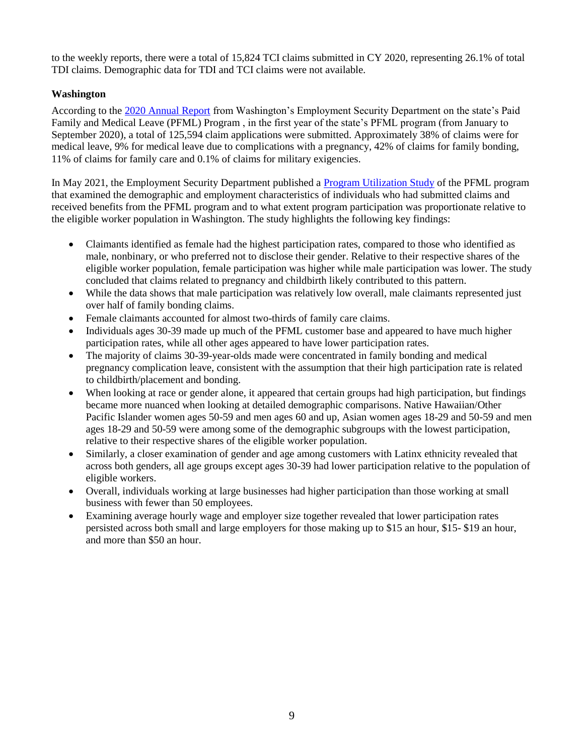to the weekly reports, there were a total of 15,824 TCI claims submitted in CY 2020, representing 26.1% of total TDI claims. Demographic data for TDI and TCI claims were not available.

**Washington**

According to the 2020 Annual Report from Washington's Employment Security Department on the state's Paid Family and Medical Leave (PFML) Program , in the first year of the state's PFML program (from January to September 2020), a total of 125,594 claim applications were submitted. Approximately 38% of claims were for medical leave, 9% for medical leave due to complications with a pregnancy, 42% of claims for family bonding, 11% of claims for family care and 0.1% of claims for military exigencies.

In May 2021, the Employment Security Department published a Program Utilization Study of the PFML program that examined the demographic and employment characteristics of individuals who had submitted claims and received benefits from the PFML program and to what extent program participation was proportionate relative to the eligible worker population in Washington. The study highlights the following key findings:

- Claimants identified as female had the highest participation rates, compared to those who identified as male, nonbinary, or who preferred not to disclose their gender. Relative to their respective shares of the eligible worker population, female participation was higher while male participation was lower. The study concluded that claims related to pregnancy and childbirth likely contributed to this pattern.
- While the data shows that male participation was relatively low overall, male claimants represented just over half of family bonding claims.
- Female claimants accounted for almost two-thirds of family care claims.
- Individuals ages 30-39 made up much of the PFML customer base and appeared to have much higher participation rates, while all other ages appeared to have lower participation rates.
- The majority of claims 30-39-year-olds made were concentrated in family bonding and medical pregnancy complication leave, consistent with the assumption that their high participation rate is related to childbirth/placement and bonding.
- When looking at race or gender alone, it appeared that certain groups had high participation, but findings became more nuanced when looking at detailed demographic comparisons. Native Hawaiian/Other Pacific Islander women ages 50-59 and men ages 60 and up, Asian women ages 18-29 and 50-59 and men ages 18-29 and 50-59 were among some of the demographic subgroups with the lowest participation, relative to their respective shares of the eligible worker population.
- Similarly, a closer examination of gender and age among customers with Latinx ethnicity revealed that across both genders, all age groups except ages 30-39 had lower participation relative to the population of eligible workers.
- Overall, individuals working at large businesses had higher participation than those working at small business with fewer than 50 employees.
- Examining average hourly wage and employer size together revealed that lower participation rates persisted across both small and large employers for those making up to $15 an hour, $15- $19 an hour, and more than $50 an hour.